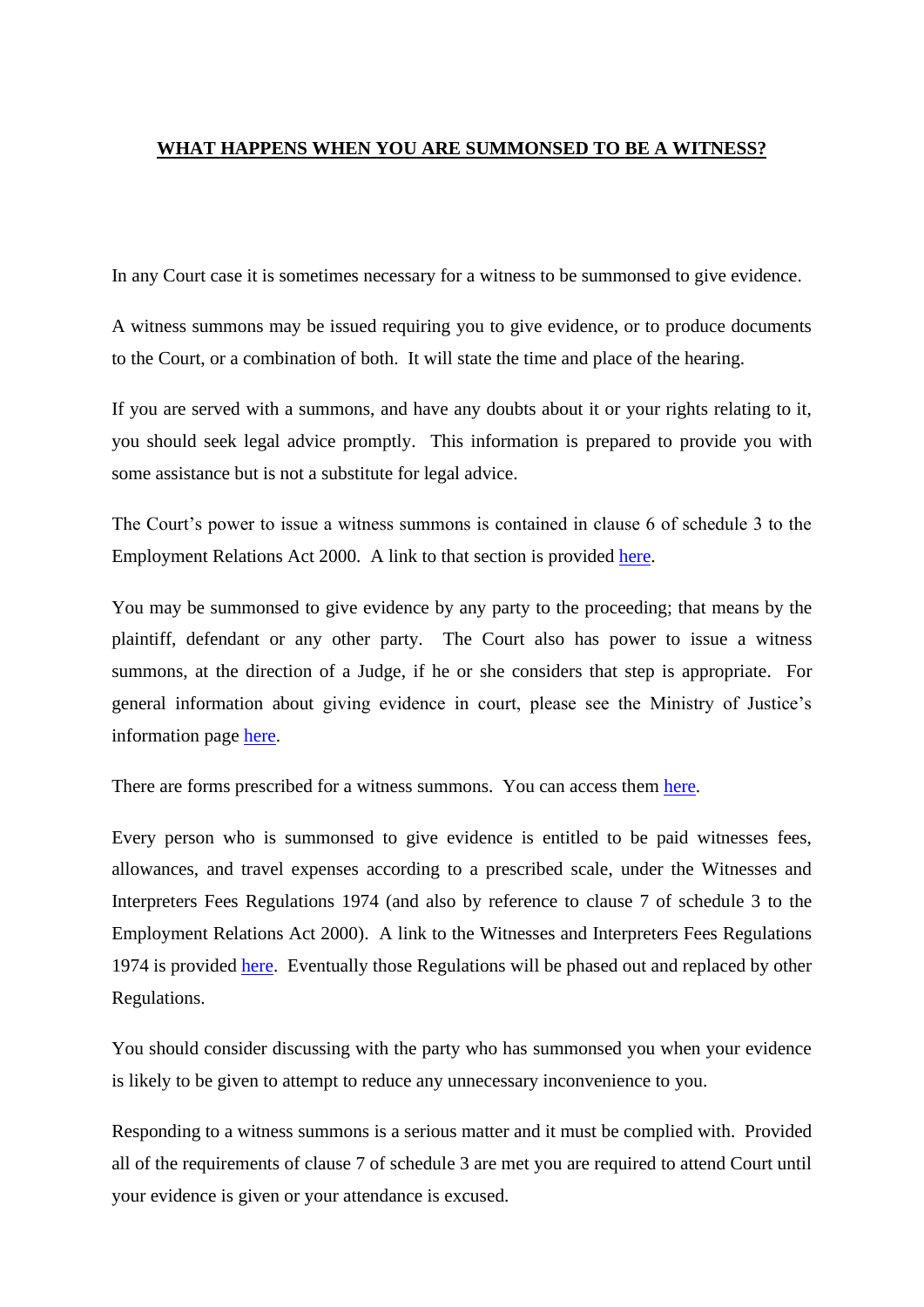# WHAT HAPPENS WHEN YOU ARE SUMMONSED TO BE A WITNESS?

In any Court case it is sometimes necessary for a witness to be summonsed to give evidence.

A witness summons may be issued requiring you to give evidence, or to produce documents to the Court, or a combination of both. It will state the time and place of the hearing.

If you are served with a summons, and have any doubts about it or your rights relating to it, you should seek legal advice promptly. This information is prepared to provide you with some assistance but is not a substitute for legal advice.

The Court's power to issue a witness summons is contained in clause 6 of schedule 3 to the Employment Relations Act 2000. A link to that section is provided here.

You may be summonsed to give evidence by any party to the proceeding; that means by the plaintiff, defendant or any other party. The Court also has power to issue a witness summons, at the direction of a Judge, if he or she considers that step is appropriate. For general information about giving evidence in court, please see the Ministry of Justice's information page here.

There are forms prescribed for a witness summons. You can access them here.

Every person who is summonsed to give evidence is entitled to be paid witnesses fees, allowances, and travel expenses according to a prescribed scale, under the Witnesses and Interpreters Fees Regulations 1974 (and also by reference to clause 7 of schedule 3 to the Employment Relations Act 2000). A link to the Witnesses and Interpreters Fees Regulations 1974 is provided here. Eventually those Regulations will be phased out and replaced by other Regulations.

You should consider discussing with the party who has summonsed you when your evidence is likely to be given to attempt to reduce any unnecessary inconvenience to you.

Responding to a witness summons is a serious matter and it must be complied with. Provided all of the requirements of clause 7 of schedule 3 are met you are required to attend Court until your evidence is given or your attendance is excused.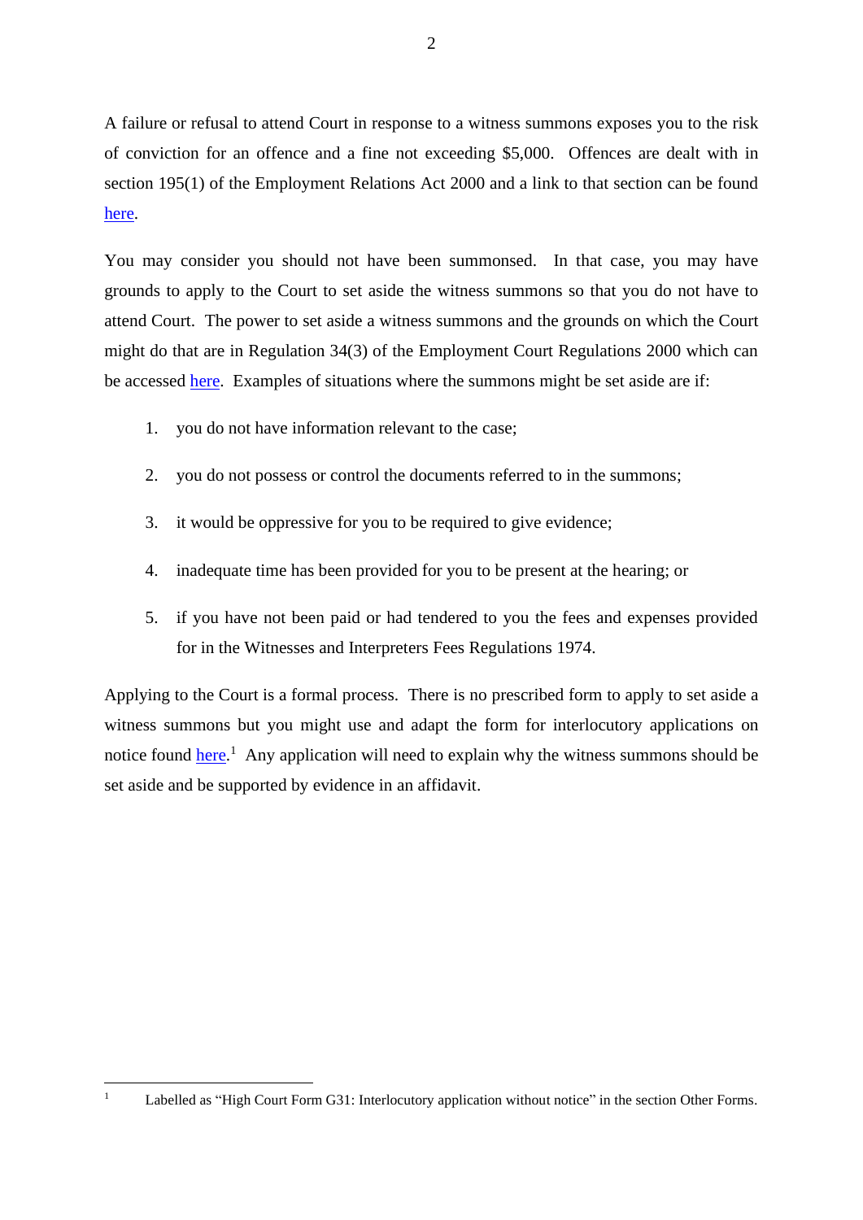A failure or refusal to attend Court in response to a witness summons exposes you to the risk of conviction for an offence and a fine not exceeding $5,000. Offences are dealt with in section 195(1) of the Employment Relations Act 2000 and a link to that section can be found here.

You may consider you should not have been summonsed. In that case, you may have grounds to apply to the Court to set aside the witness summons so that you do not have to attend Court. The power to set aside a witness summons and the grounds on which the Court might do that are in Regulation 34(3) of the Employment Court Regulations 2000 which can be accessed here. Examples of situations where the summons might be set aside are if:

1. you do not have information relevant to the case;
2. you do not possess or control the documents referred to in the summons;
3. it would be oppressive for you to be required to give evidence;
4. inadequate time has been provided for you to be present at the hearing; or
5. if you have not been paid or had tendered to you the fees and expenses provided for in the Witnesses and Interpreters Fees Regulations 1974.

Applying to the Court is a formal process. There is no prescribed form to apply to set aside a witness summons but you might use and adapt the form for interlocutory applications on notice found here.[1] Any application will need to explain why the witness summons should be set aside and be supported by evidence in an affidavit.

---

[1] Labelled as "High Court Form G31: Interlocutory application without notice" in the section Other Forms.